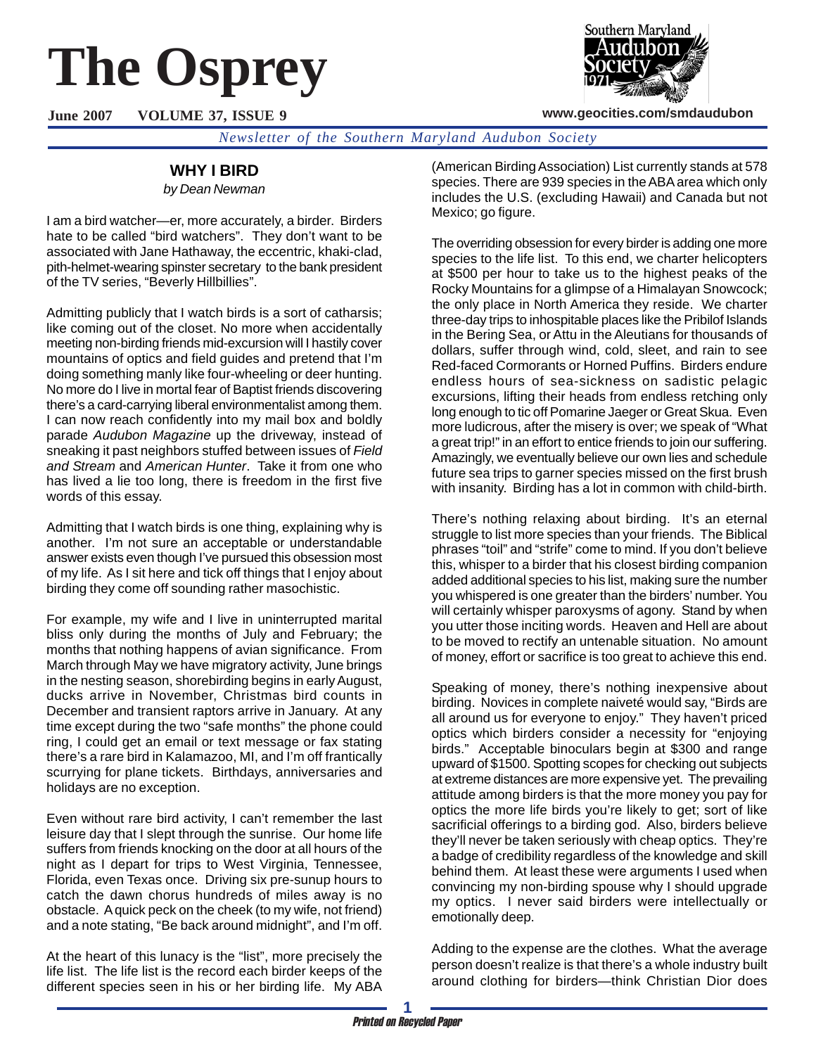# The Osprey

**June 2007 VOLUME 37, ISSUE 9**

**www.geocities.com/smdaudubon**

*Newsletter of the Southern Maryland Audubon Society*

## WHY I BIRD

*by Dean Newman*

I am a bird watcher—er, more accurately, a birder. Birders hate to be called "bird watchers". They don't want to be associated with Jane Hathaway, the eccentric, khaki-clad, pith-helmet-wearing spinster secretary to the bank president of the TV series, "Beverly Hillbillies".

Admitting publicly that I watch birds is a sort of catharsis; like coming out of the closet. No more when accidentally meeting non-birding friends mid-excursion will I hastily cover mountains of optics and field guides and pretend that I'm doing something manly like four-wheeling or deer hunting. No more do I live in mortal fear of Baptist friends discovering there's a card-carrying liberal environmentalist among them. I can now reach confidently into my mail box and boldly parade *Audubon Magazine* up the driveway, instead of sneaking it past neighbors stuffed between issues of *Field and Stream* and *American Hunter*. Take it from one who has lived a lie too long, there is freedom in the first five words of this essay.

Admitting that I watch birds is one thing, explaining why is another. I'm not sure an acceptable or understandable answer exists even though I've pursued this obsession most of my life. As I sit here and tick off things that I enjoy about birding they come off sounding rather masochistic.

For example, my wife and I live in uninterrupted marital bliss only during the months of July and February; the months that nothing happens of avian significance. From March through May we have migratory activity, June brings in the nesting season, shorebirding begins in early August, ducks arrive in November, Christmas bird counts in December and transient raptors arrive in January. At any time except during the two "safe months" the phone could ring, I could get an email or text message or fax stating there's a rare bird in Kalamazoo, MI, and I'm off frantically scurrying for plane tickets. Birthdays, anniversaries and holidays are no exception.

Even without rare bird activity, I can't remember the last leisure day that I slept through the sunrise. Our home life suffers from friends knocking on the door at all hours of the night as I depart for trips to West Virginia, Tennessee, Florida, even Texas once. Driving six pre-sunup hours to catch the dawn chorus hundreds of miles away is no obstacle. A quick peck on the cheek (to my wife, not friend) and a note stating, "Be back around midnight", and I'm off.

At the heart of this lunacy is the "list", more precisely the life list. The life list is the record each birder keeps of the different species seen in his or her birding life. My ABA (American Birding Association) List currently stands at 578 species. There are 939 species in the ABA area which only includes the U.S. (excluding Hawaii) and Canada but not Mexico; go figure.

The overriding obsession for every birder is adding one more species to the life list. To this end, we charter helicopters at $500 per hour to take us to the highest peaks of the Rocky Mountains for a glimpse of a Himalayan Snowcock; the only place in North America they reside. We charter three-day trips to inhospitable places like the Pribilof Islands in the Bering Sea, or Attu in the Aleutians for thousands of dollars, suffer through wind, cold, sleet, and rain to see Red-faced Cormorants or Horned Puffins. Birders endure endless hours of sea-sickness on sadistic pelagic excursions, lifting their heads from endless retching only long enough to tic off Pomarine Jaeger or Great Skua. Even more ludicrous, after the misery is over; we speak of "What a great trip!" in an effort to entice friends to join our suffering. Amazingly, we eventually believe our own lies and schedule future sea trips to garner species missed on the first brush with insanity. Birding has a lot in common with child-birth.

There's nothing relaxing about birding. It's an eternal struggle to list more species than your friends. The Biblical phrases "toil" and "strife" come to mind. If you don't believe this, whisper to a birder that his closest birding companion added additional species to his list, making sure the number you whispered is one greater than the birders' number. You will certainly whisper paroxysms of agony. Stand by when you utter those inciting words. Heaven and Hell are about to be moved to rectify an untenable situation. No amount of money, effort or sacrifice is too great to achieve this end.

Speaking of money, there's nothing inexpensive about birding. Novices in complete naiveté would say, "Birds are all around us for everyone to enjoy." They haven't priced optics which birders consider a necessity for "enjoying birds." Acceptable binoculars begin at $300 and range upward of $1500. Spotting scopes for checking out subjects at extreme distances are more expensive yet. The prevailing attitude among birders is that the more money you pay for optics the more life birds you're likely to get; sort of like sacrificial offerings to a birding god. Also, birders believe they'll never be taken seriously with cheap optics. They're a badge of credibility regardless of the knowledge and skill behind them. At least these were arguments I used when convincing my non-birding spouse why I should upgrade my optics. I never said birders were intellectually or emotionally deep.

Adding to the expense are the clothes. What the average person doesn't realize is that there's a whole industry built around clothing for birders—think Christian Dior does

*Printed on Recycled Paper*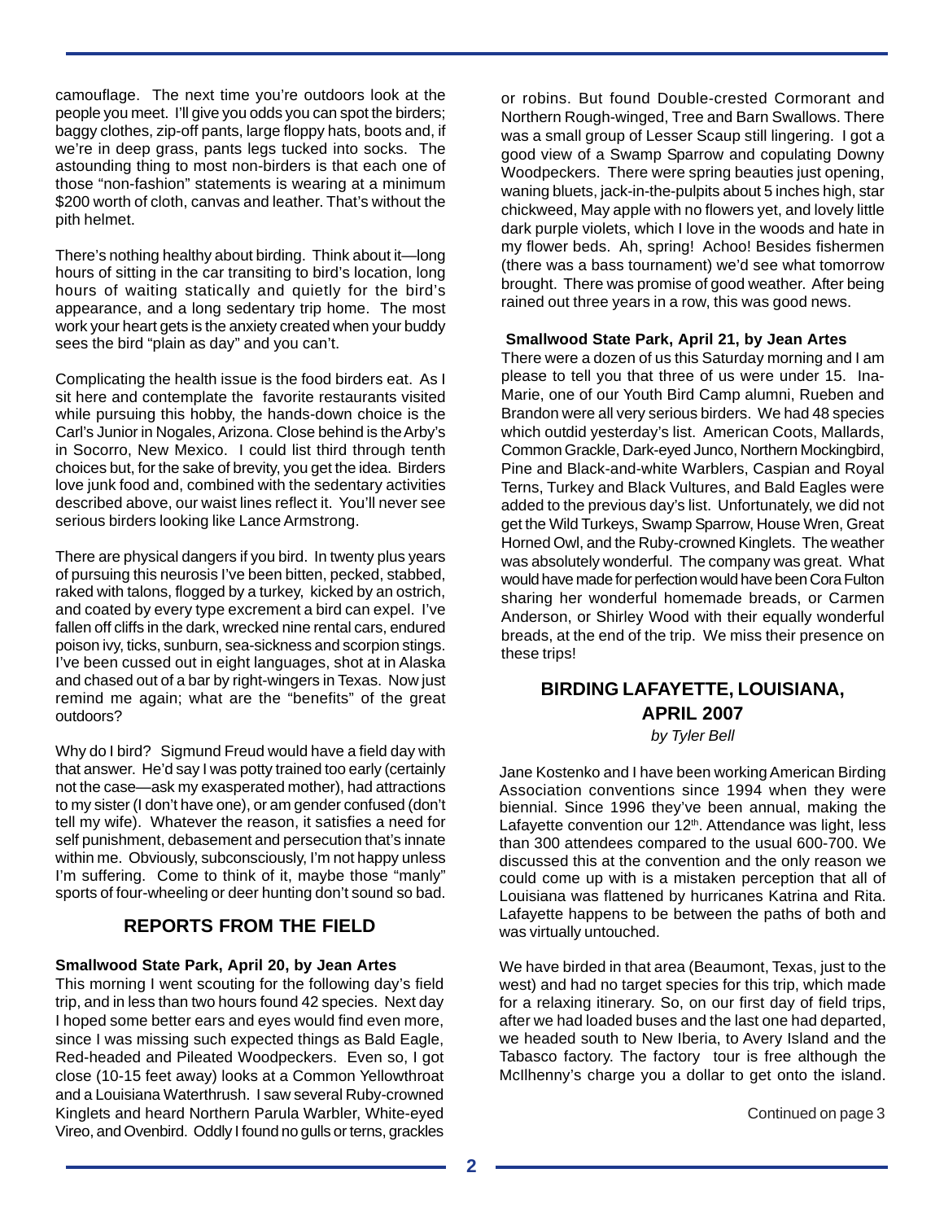camouflage. The next time you're outdoors look at the people you meet. I'll give you odds you can spot the birders; baggy clothes, zip-off pants, large floppy hats, boots and, if we're in deep grass, pants legs tucked into socks. The astounding thing to most non-birders is that each one of those "non-fashion" statements is wearing at a minimum $200 worth of cloth, canvas and leather. That's without the pith helmet.

There's nothing healthy about birding. Think about it—long hours of sitting in the car transiting to bird's location, long hours of waiting statically and quietly for the bird's appearance, and a long sedentary trip home. The most work your heart gets is the anxiety created when your buddy sees the bird "plain as day" and you can't.

Complicating the health issue is the food birders eat. As I sit here and contemplate the favorite restaurants visited while pursuing this hobby, the hands-down choice is the Carl's Junior in Nogales, Arizona. Close behind is the Arby's in Socorro, New Mexico. I could list third through tenth choices but, for the sake of brevity, you get the idea. Birders love junk food and, combined with the sedentary activities described above, our waist lines reflect it. You'll never see serious birders looking like Lance Armstrong.

There are physical dangers if you bird. In twenty plus years of pursuing this neurosis I've been bitten, pecked, stabbed, raked with talons, flogged by a turkey, kicked by an ostrich, and coated by every type excrement a bird can expel. I've fallen off cliffs in the dark, wrecked nine rental cars, endured poison ivy, ticks, sunburn, sea-sickness and scorpion stings. I've been cussed out in eight languages, shot at in Alaska and chased out of a bar by right-wingers in Texas. Now just remind me again; what are the "benefits" of the great outdoors?

Why do I bird? Sigmund Freud would have a field day with that answer. He'd say I was potty trained too early (certainly not the case—ask my exasperated mother), had attractions to my sister (I don't have one), or am gender confused (don't tell my wife). Whatever the reason, it satisfies a need for self punishment, debasement and persecution that's innate within me. Obviously, subconsciously, I'm not happy unless I'm suffering. Come to think of it, maybe those "manly" sports of four-wheeling or deer hunting don't sound so bad.

## REPORTS FROM THE FIELD

**Smallwood State Park, April 20, by Jean Artes**

This morning I went scouting for the following day's field trip, and in less than two hours found 42 species. Next day I hoped some better ears and eyes would find even more, since I was missing such expected things as Bald Eagle, Red-headed and Pileated Woodpeckers. Even so, I got close (10-15 feet away) looks at a Common Yellowthroat and a Louisiana Waterthrush. I saw several Ruby-crowned Kinglets and heard Northern Parula Warbler, White-eyed Vireo, and Ovenbird. Oddly I found no gulls or terns, grackles or robins. But found Double-crested Cormorant and Northern Rough-winged, Tree and Barn Swallows. There was a small group of Lesser Scaup still lingering. I got a good view of a Swamp Sparrow and copulating Downy Woodpeckers. There were spring beauties just opening, waning bluets, jack-in-the-pulpits about 5 inches high, star chickweed, May apple with no flowers yet, and lovely little dark purple violets, which I love in the woods and hate in my flower beds. Ah, spring! Achoo! Besides fishermen (there was a bass tournament) we'd see what tomorrow brought. There was promise of good weather. After being rained out three years in a row, this was good news.

**Smallwood State Park, April 21, by Jean Artes**

There were a dozen of us this Saturday morning and I am please to tell you that three of us were under 15. Ina-Marie, one of our Youth Bird Camp alumni, Rueben and Brandon were all very serious birders. We had 48 species which outdid yesterday's list. American Coots, Mallards, Common Grackle, Dark-eyed Junco, Northern Mockingbird, Pine and Black-and-white Warblers, Caspian and Royal Terns, Turkey and Black Vultures, and Bald Eagles were added to the previous day's list. Unfortunately, we did not get the Wild Turkeys, Swamp Sparrow, House Wren, Great Horned Owl, and the Ruby-crowned Kinglets. The weather was absolutely wonderful. The company was great. What would have made for perfection would have been Cora Fulton sharing her wonderful homemade breads, or Carmen Anderson, or Shirley Wood with their equally wonderful breads, at the end of the trip. We miss their presence on these trips!

## BIRDING LAFAYETTE, LOUISIANA, APRIL 2007

*by Tyler Bell*

Jane Kostenko and I have been working American Birding Association conventions since 1994 when they were biennial. Since 1996 they've been annual, making the Lafayette convention our 12th. Attendance was light, less than 300 attendees compared to the usual 600-700. We discussed this at the convention and the only reason we could come up with is a mistaken perception that all of Louisiana was flattened by hurricanes Katrina and Rita. Lafayette happens to be between the paths of both and was virtually untouched.

We have birded in that area (Beaumont, Texas, just to the west) and had no target species for this trip, which made for a relaxing itinerary. So, on our first day of field trips, after we had loaded buses and the last one had departed, we headed south to New Iberia, to Avery Island and the Tabasco factory. The factory tour is free although the McIlhenny's charge you a dollar to get onto the island.

Continued on page 3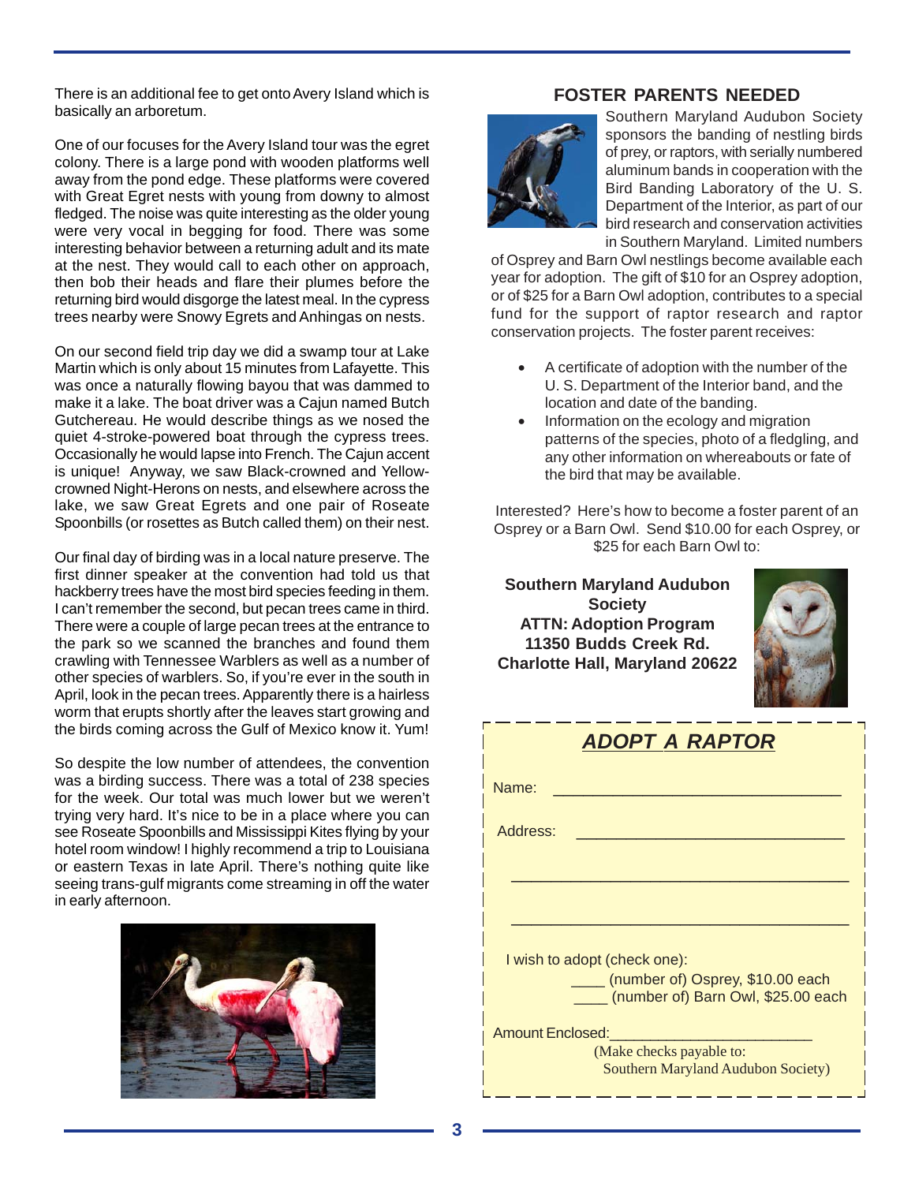There is an additional fee to get onto Avery Island which is basically an arboretum.

One of our focuses for the Avery Island tour was the egret colony. There is a large pond with wooden platforms well away from the pond edge. These platforms were covered with Great Egret nests with young from downy to almost fledged. The noise was quite interesting as the older young were very vocal in begging for food. There was some interesting behavior between a returning adult and its mate at the nest. They would call to each other on approach, then bob their heads and flare their plumes before the returning bird would disgorge the latest meal. In the cypress trees nearby were Snowy Egrets and Anhingas on nests.

On our second field trip day we did a swamp tour at Lake Martin which is only about 15 minutes from Lafayette. This was once a naturally flowing bayou that was dammed to make it a lake. The boat driver was a Cajun named Butch Gutchereau. He would describe things as we nosed the quiet 4-stroke-powered boat through the cypress trees. Occasionally he would lapse into French. The Cajun accent is unique! Anyway, we saw Black-crowned and Yellow-crowned Night-Herons on nests, and elsewhere across the lake, we saw Great Egrets and one pair of Roseate Spoonbills (or rosettes as Butch called them) on their nest.

Our final day of birding was in a local nature preserve. The first dinner speaker at the convention had told us that hackberry trees have the most bird species feeding in them. I can't remember the second, but pecan trees came in third. There were a couple of large pecan trees at the entrance to the park so we scanned the branches and found them crawling with Tennessee Warblers as well as a number of other species of warblers. So, if you're ever in the south in April, look in the pecan trees. Apparently there is a hairless worm that erupts shortly after the leaves start growing and the birds coming across the Gulf of Mexico know it. Yum!

So despite the low number of attendees, the convention was a birding success. There was a total of 238 species for the week. Our total was much lower but we weren't trying very hard. It's nice to be in a place where you can see Roseate Spoonbills and Mississippi Kites flying by your hotel room window! I highly recommend a trip to Louisiana or eastern Texas in late April. There's nothing quite like seeing trans-gulf migrants come streaming in off the water in early afternoon.

## FOSTER PARENTS NEEDED

Southern Maryland Audubon Society sponsors the banding of nestling birds of prey, or raptors, with serially numbered aluminum bands in cooperation with the Bird Banding Laboratory of the U. S. Department of the Interior, as part of our bird research and conservation activities in Southern Maryland. Limited numbers of Osprey and Barn Owl nestlings become available each year for adoption. The gift of $10 for an Osprey adoption, or of $25 for a Barn Owl adoption, contributes to a special fund for the support of raptor research and raptor conservation projects. The foster parent receives:

- A certificate of adoption with the number of the U. S. Department of the Interior band, and the location and date of the banding.
- Information on the ecology and migration patterns of the species, photo of a fledgling, and any other information on whereabouts or fate of the bird that may be available.

Interested? Here's how to become a foster parent of an Osprey or a Barn Owl. Send $10.00 for each Osprey, or $25 for each Barn Owl to:

**Southern Maryland Audubon Society**
**ATTN: Adoption Program**
**11350 Budds Creek Rd.**
**Charlotte Hall, Maryland 20622**

### *ADOPT A RAPTOR*

Name: ______________________________

Address: ______________________________

______________________________

______________________________

I wish to adopt (check one):

____ (number of) Osprey, $10.00 each

____ (number of) Barn Owl, $25.00 each

Amount Enclosed:____________________

(Make checks payable to: Southern Maryland Audubon Society)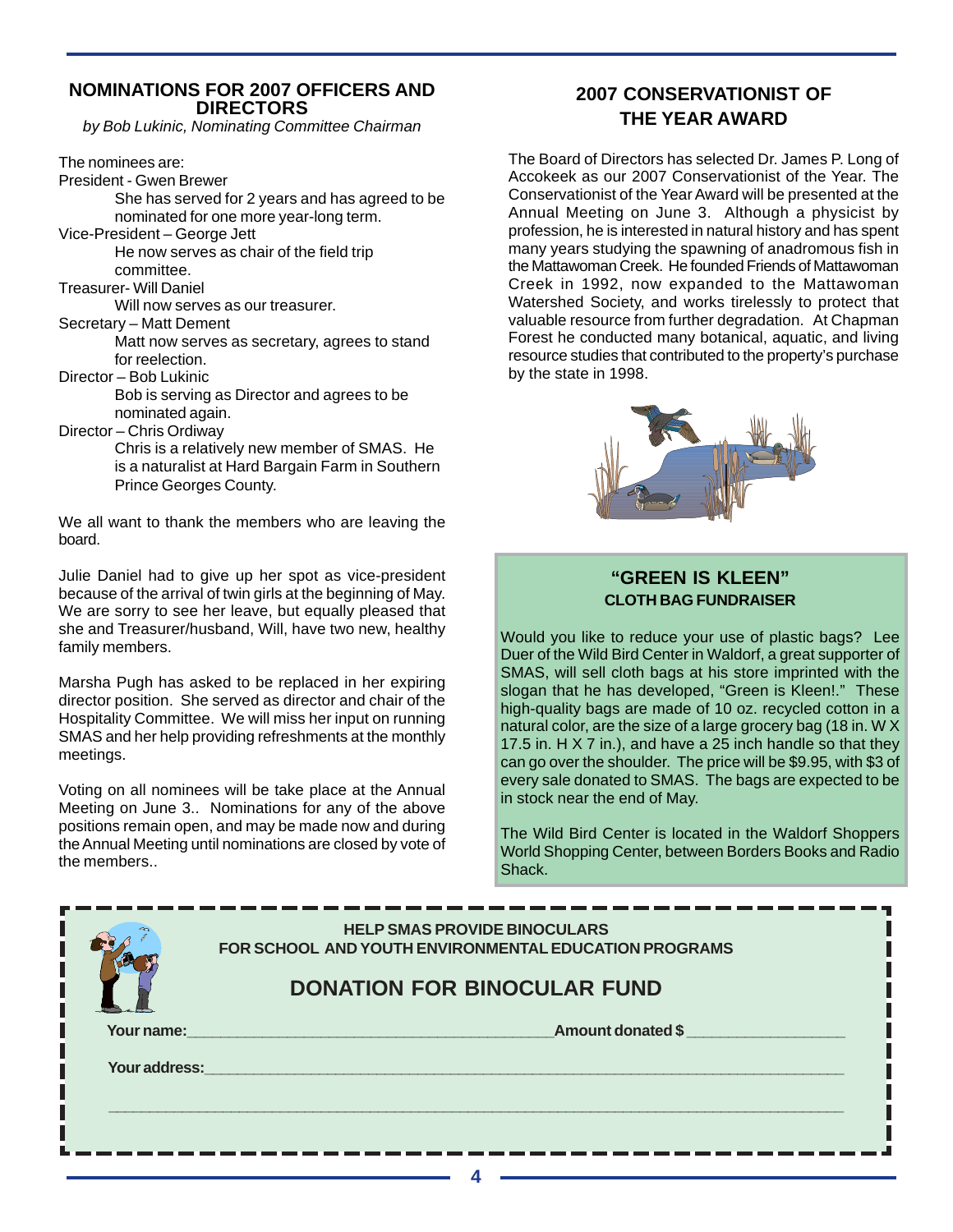## NOMINATIONS FOR 2007 OFFICERS AND DIRECTORS

*by Bob Lukinic, Nominating Committee Chairman*

The nominees are:

President - Gwen Brewer

She has served for 2 years and has agreed to be nominated for one more year-long term.

Vice-President – George Jett

He now serves as chair of the field trip committee.

Treasurer- Will Daniel

Will now serves as our treasurer.

Secretary – Matt Dement

Matt now serves as secretary, agrees to stand for reelection.

Director – Bob Lukinic

Bob is serving as Director and agrees to be nominated again.

Director – Chris Ordiway

Chris is a relatively new member of SMAS. He is a naturalist at Hard Bargain Farm in Southern Prince Georges County.

We all want to thank the members who are leaving the board.

Julie Daniel had to give up her spot as vice-president because of the arrival of twin girls at the beginning of May. We are sorry to see her leave, but equally pleased that she and Treasurer/husband, Will, have two new, healthy family members.

Marsha Pugh has asked to be replaced in her expiring director position. She served as director and chair of the Hospitality Committee. We will miss her input on running SMAS and her help providing refreshments at the monthly meetings.

Voting on all nominees will be take place at the Annual Meeting on June 3.. Nominations for any of the above positions remain open, and may be made now and during the Annual Meeting until nominations are closed by vote of the members..

## 2007 CONSERVATIONIST OF THE YEAR AWARD

The Board of Directors has selected Dr. James P. Long of Accokeek as our 2007 Conservationist of the Year. The Conservationist of the Year Award will be presented at the Annual Meeting on June 3. Although a physicist by profession, he is interested in natural history and has spent many years studying the spawning of anadromous fish in the Mattawoman Creek. He founded Friends of Mattawoman Creek in 1992, now expanded to the Mattawoman Watershed Society, and works tirelessly to protect that valuable resource from further degradation. At Chapman Forest he conducted many botanical, aquatic, and living resource studies that contributed to the property's purchase by the state in 1998.

## "GREEN IS KLEEN"

### CLOTH BAG FUNDRAISER

Would you like to reduce your use of plastic bags? Lee Duer of the Wild Bird Center in Waldorf, a great supporter of SMAS, will sell cloth bags at his store imprinted with the slogan that he has developed, "Green is Kleen!." These high-quality bags are made of 10 oz. recycled cotton in a natural color, are the size of a large grocery bag (18 in. W X 17.5 in. H X 7 in.), and have a 25 inch handle so that they can go over the shoulder. The price will be $9.95, with $3 of every sale donated to SMAS. The bags are expected to be in stock near the end of May.

The Wild Bird Center is located in the Waldorf Shoppers World Shopping Center, between Borders Books and Radio Shack.

**HELP SMAS PROVIDE BINOCULARS**
**FOR SCHOOL AND YOUTH ENVIRONMENTAL EDUCATION PROGRAMS**

## DONATION FOR BINOCULAR FUND

**Your name:**________________________________________ **Amount donated $** __________________

**Your address:**______________________________________________________________________

______________________________________________________________________________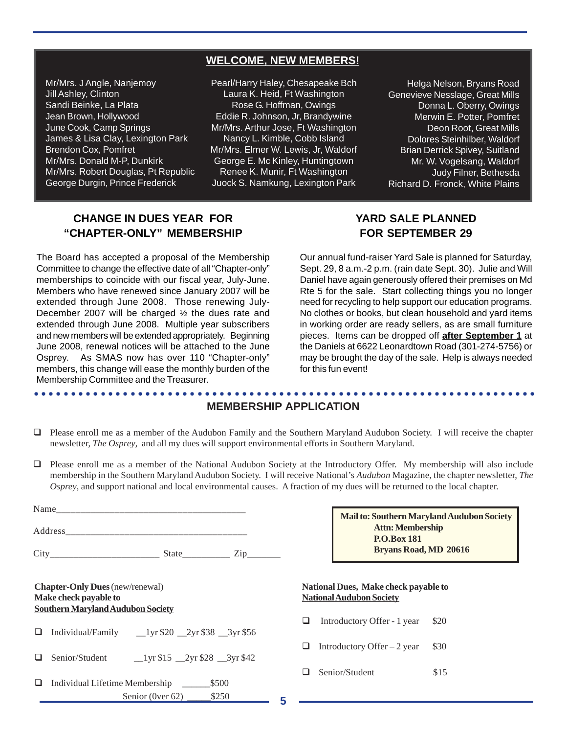## WELCOME, NEW MEMBERS!

Mr/Mrs. J Angle, Nanjemoy
Jill Ashley, Clinton
Sandi Beinke, La Plata
Jean Brown, Hollywood
June Cook, Camp Springs
James & Lisa Clay, Lexington Park
Brendon Cox, Pomfret
Mr/Mrs. Donald M-P, Dunkirk
Mr/Mrs. Robert Douglas, Pt Republic
George Durgin, Prince Frederick
Pearl/Harry Haley, Chesapeake Bch
Laura K. Heid, Ft Washington
Rose G. Hoffman, Owings
Eddie R. Johnson, Jr, Brandywine
Mr/Mrs. Arthur Jose, Ft Washington
Nancy L. Kimble, Cobb Island
Mr/Mrs. Elmer W. Lewis, Jr, Waldorf
George E. Mc Kinley, Huntingtown
Renee K. Munir, Ft Washington
Juock S. Namkung, Lexington Park
Helga Nelson, Bryans Road
Genevieve Nesslage, Great Mills
Donna L. Oberry, Owings
Merwin E. Potter, Pomfret
Deon Root, Great Mills
Dolores Steinhilber, Waldorf
Brian Derrick Spivey, Suitland
Mr. W. Vogelsang, Waldorf
Judy Filner, Bethesda
Richard D. Fronck, White Plains

## CHANGE IN DUES YEAR FOR "CHAPTER-ONLY" MEMBERSHIP

The Board has accepted a proposal of the Membership Committee to change the effective date of all "Chapter-only" memberships to coincide with our fiscal year, July-June. Members who have renewed since January 2007 will be extended through June 2008. Those renewing July-December 2007 will be charged ½ the dues rate and extended through June 2008. Multiple year subscribers and new members will be extended appropriately. Beginning June 2008, renewal notices will be attached to the June Osprey. As SMAS now has over 110 "Chapter-only" members, this change will ease the monthly burden of the Membership Committee and the Treasurer.

## YARD SALE PLANNED FOR SEPTEMBER 29

Our annual fund-raiser Yard Sale is planned for Saturday, Sept. 29, 8 a.m.-2 p.m. (rain date Sept. 30). Julie and Will Daniel have again generously offered their premises on Md Rte 5 for the sale. Start collecting things you no longer need for recycling to help support our education programs. No clothes or books, but clean household and yard items in working order are ready sellers, as are small furniture pieces. Items can be dropped off **after September 1** at the Daniels at 6622 Leonardtown Road (301-274-5756) or may be brought the day of the sale. Help is always needed for this fun event!

## MEMBERSHIP APPLICATION

- ❑ Please enroll me as a member of the Audubon Family and the Southern Maryland Audubon Society. I will receive the chapter newsletter, *The Osprey*, and all my dues will support environmental efforts in Southern Maryland.
- ❑ Please enroll me as a member of the National Audubon Society at the Introductory Offer. My membership will also include membership in the Southern Maryland Audubon Society. I will receive National's *Audubon* Magazine, the chapter newsletter, *The Osprey*, and support national and local environmental causes. A fraction of my dues will be returned to the local chapter.

Name_______________________________________

Address_____________________________________

City______________________ State__________ Zip_______

**Mail to: Southern Maryland Audubon Society**
**Attn: Membership**
**P.O.Box 181**
**Bryans Road, MD 20616**

**Chapter-Only Dues** (new/renewal)
**Make check payable to**
**Southern Maryland Audubon Society**

- ❑ Individual/Family __1yr $20 __2yr $38 __3yr $56
- ❑ Senior/Student __1yr $15 __2yr $28 __3yr $42
- ❑ Individual Lifetime Membership ______$500
  Senior (0ver 62) _____$250

**National Dues, Make check payable to**
**National Audubon Society**

- ❑ Introductory Offer - 1 year $20
- ❑ Introductory Offer – 2 year $30
- ❑ Senior/Student $15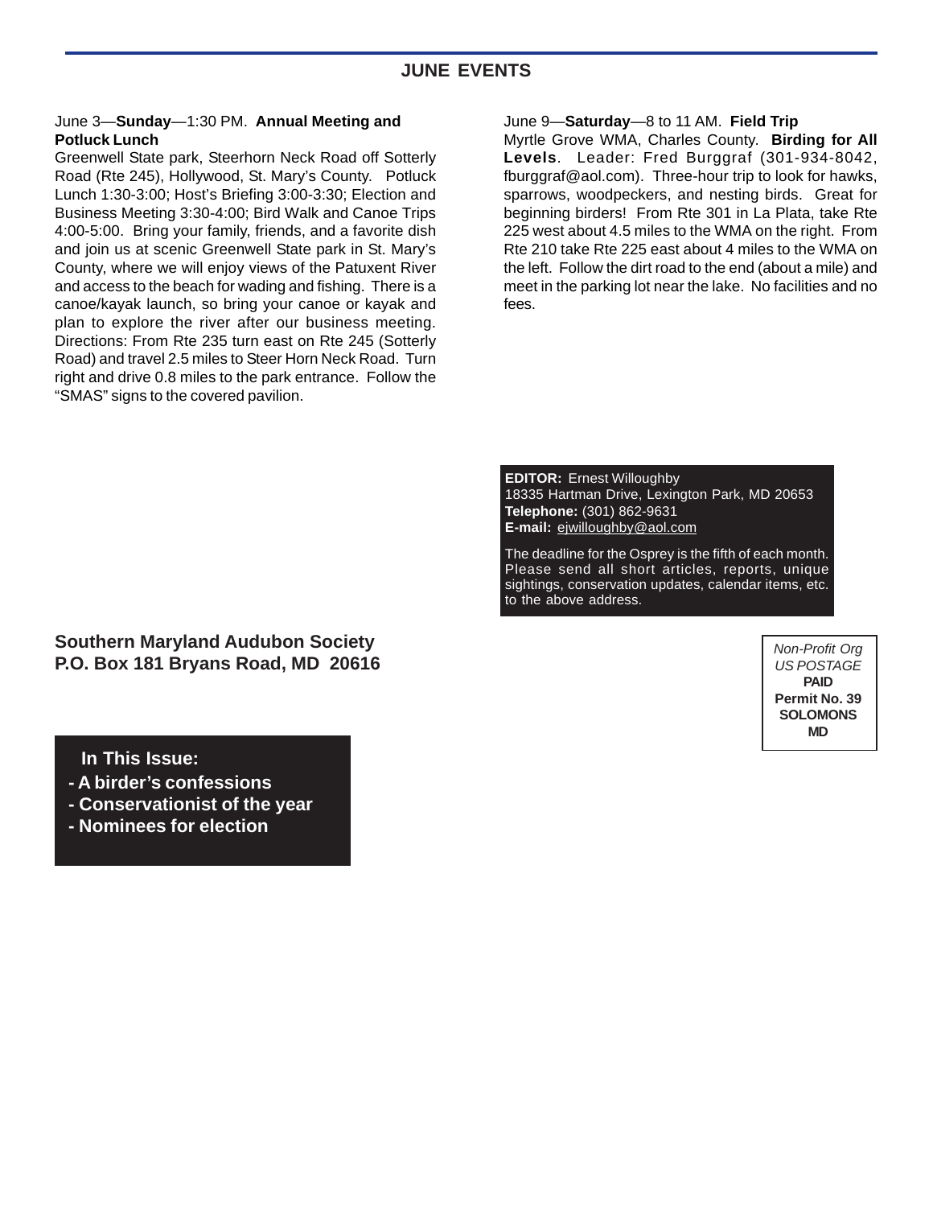## JUNE EVENTS

June 3—**Sunday**—1:30 PM. **Annual Meeting and Potluck Lunch**
Greenwell State park, Steerhorn Neck Road off Sotterly Road (Rte 245), Hollywood, St. Mary's County. Potluck Lunch 1:30-3:00; Host's Briefing 3:00-3:30; Election and Business Meeting 3:30-4:00; Bird Walk and Canoe Trips 4:00-5:00. Bring your family, friends, and a favorite dish and join us at scenic Greenwell State park in St. Mary's County, where we will enjoy views of the Patuxent River and access to the beach for wading and fishing. There is a canoe/kayak launch, so bring your canoe or kayak and plan to explore the river after our business meeting. Directions: From Rte 235 turn east on Rte 245 (Sotterly Road) and travel 2.5 miles to Steer Horn Neck Road. Turn right and drive 0.8 miles to the park entrance. Follow the "SMAS" signs to the covered pavilion.

June 9—**Saturday**—8 to 11 AM. **Field Trip**
Myrtle Grove WMA, Charles County. **Birding for All Levels**. Leader: Fred Burggraf (301-934-8042, fburggraf@aol.com). Three-hour trip to look for hawks, sparrows, woodpeckers, and nesting birds. Great for beginning birders! From Rte 301 in La Plata, take Rte 225 west about 4.5 miles to the WMA on the right. From Rte 210 take Rte 225 east about 4 miles to the WMA on the left. Follow the dirt road to the end (about a mile) and meet in the parking lot near the lake. No facilities and no fees.

**EDITOR:** Ernest Willoughby
18335 Hartman Drive, Lexington Park, MD 20653
**Telephone:** (301) 862-9631
**E-mail:** ejwilloughby@aol.com

The deadline for the Osprey is the fifth of each month. Please send all short articles, reports, unique sightings, conservation updates, calendar items, etc. to the above address.

**Southern Maryland Audubon Society**
**P.O. Box 181 Bryans Road, MD 20616**

*Non-Profit Org*
*US POSTAGE*
**PAID**
**Permit No. 39**
**SOLOMONS**
**MD**

**In This Issue:**

- **A birder's confessions**
- **Conservationist of the year**
- **Nominees for election**